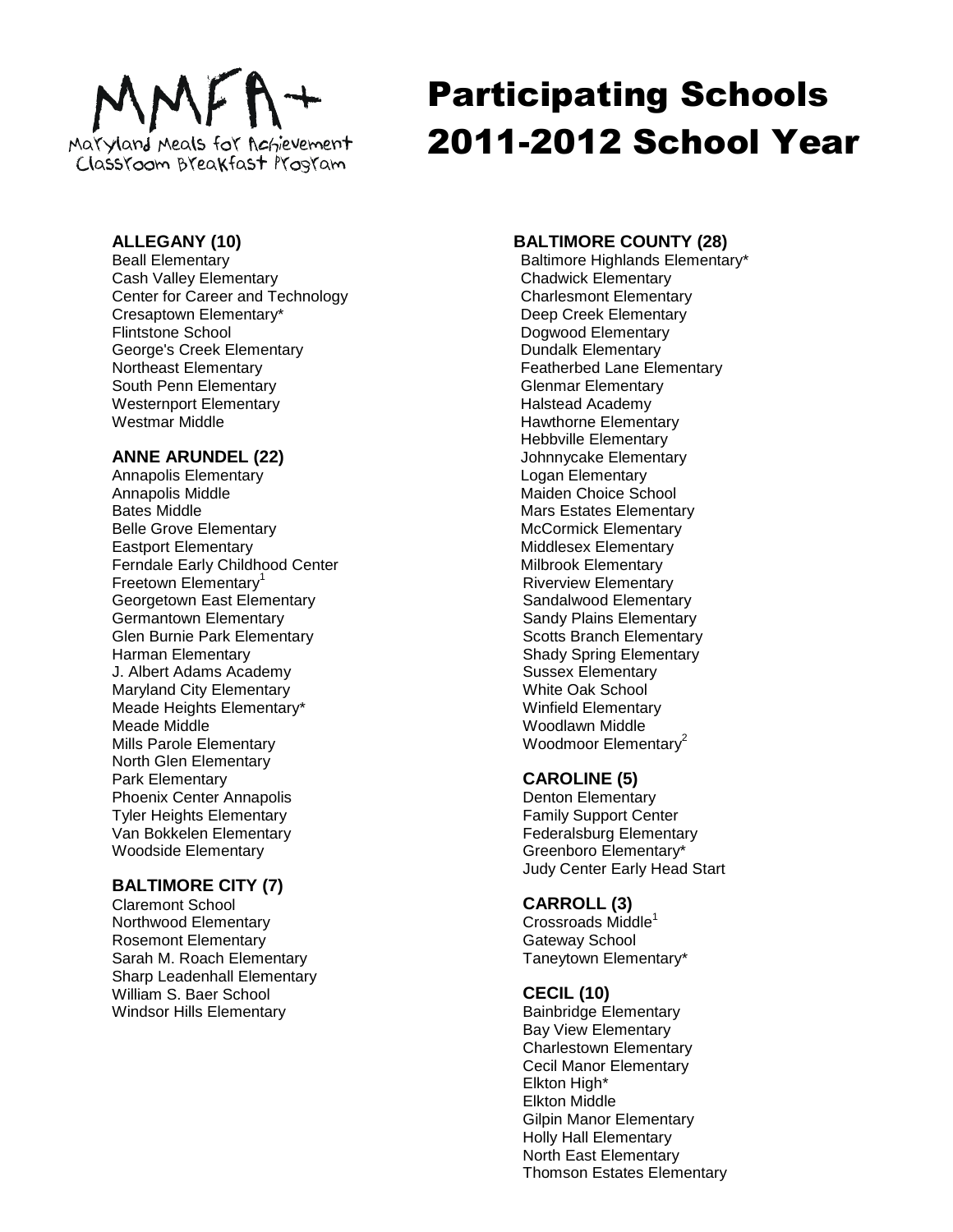MMFA+
Maryland Meals for Achievement
Classroom Breakfast Program

# Participating Schools 2011-2012 School Year

**ALLEGANY (10)**
Beall Elementary
Cash Valley Elementary
Center for Career and Technology
Cresaptown Elementary*
Flintstone School
George's Creek Elementary
Northeast Elementary
South Penn Elementary
Westernport Elementary
Westmar Middle

**ANNE ARUNDEL (22)**
Annapolis Elementary
Annapolis Middle
Bates Middle
Belle Grove Elementary
Eastport Elementary
Ferndale Early Childhood Center
Freetown Elementary[1]
Georgetown East Elementary
Germantown Elementary
Glen Burnie Park Elementary
Harman Elementary
J. Albert Adams Academy
Maryland City Elementary
Meade Heights Elementary*
Meade Middle
Mills Parole Elementary
North Glen Elementary
Park Elementary
Phoenix Center Annapolis
Tyler Heights Elementary
Van Bokkelen Elementary
Woodside Elementary

**BALTIMORE CITY (7)**
Claremont School
Northwood Elementary
Rosemont Elementary
Sarah M. Roach Elementary
Sharp Leadenhall Elementary
William S. Baer School
Windsor Hills Elementary

**BALTIMORE COUNTY (28)**
Baltimore Highlands Elementary*
Chadwick Elementary
Charlesmont Elementary
Deep Creek Elementary
Dogwood Elementary
Dundalk Elementary
Featherbed Lane Elementary
Glenmar Elementary
Halstead Academy
Hawthorne Elementary
Hebbville Elementary
Johnnycake Elementary
Logan Elementary
Maiden Choice School
Mars Estates Elementary
McCormick Elementary
Middlesex Elementary
Milbrook Elementary
Riverview Elementary
Sandalwood Elementary
Sandy Plains Elementary
Scotts Branch Elementary
Shady Spring Elementary
Sussex Elementary
White Oak School
Winfield Elementary
Woodlawn Middle
Woodmoor Elementary[2]

**CAROLINE (5)**
Denton Elementary
Family Support Center
Federalsburg Elementary
Greenboro Elementary*
Judy Center Early Head Start

**CARROLL (3)**
Crossroads Middle[1]
Gateway School
Taneytown Elementary*

**CECIL (10)**
Bainbridge Elementary
Bay View Elementary
Charlestown Elementary
Cecil Manor Elementary
Elkton High*
Elkton Middle
Gilpin Manor Elementary
Holly Hall Elementary
North East Elementary
Thomson Estates Elementary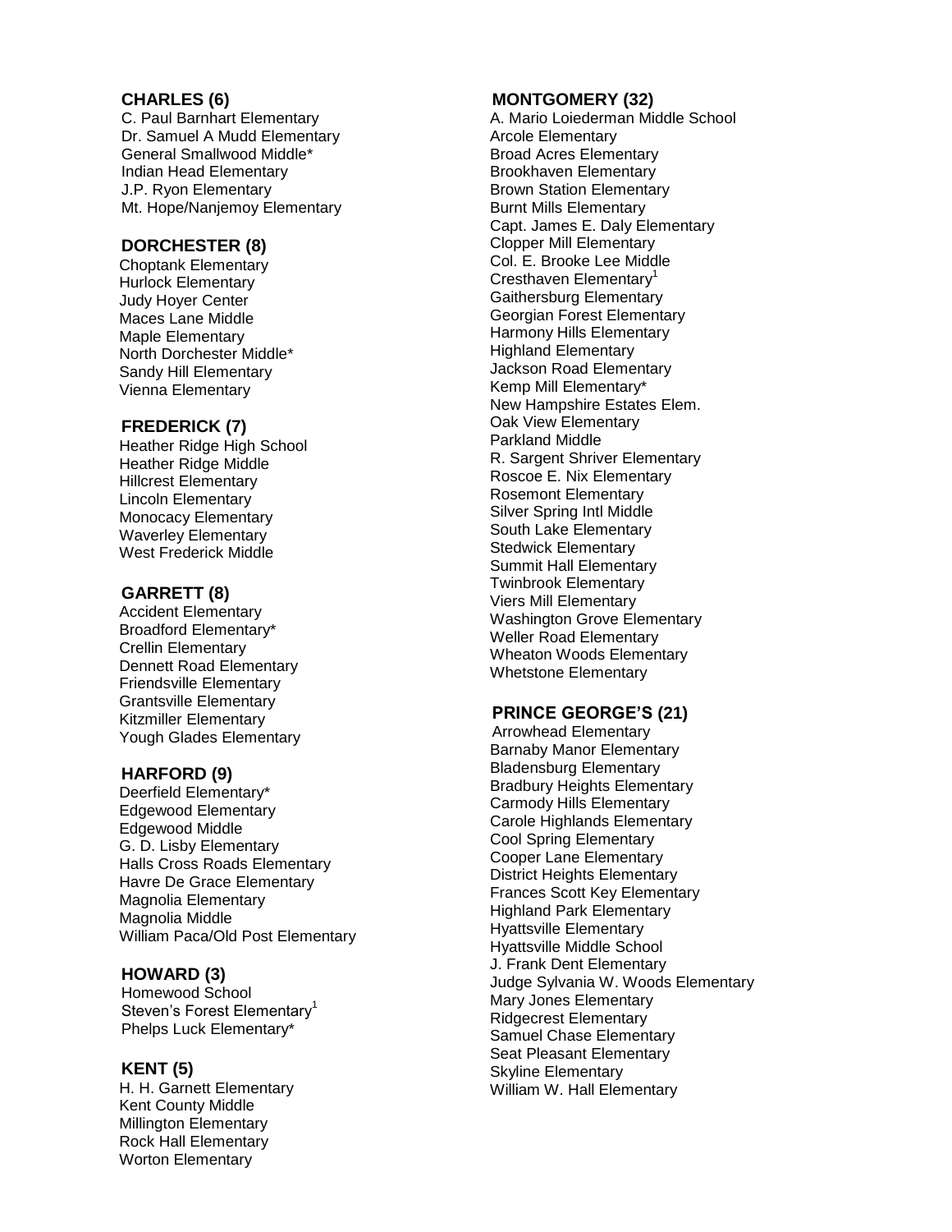**CHARLES (6)**

C. Paul Barnhart Elementary
Dr. Samuel A Mudd Elementary
General Smallwood Middle*
Indian Head Elementary
J.P. Ryon Elementary
Mt. Hope/Nanjemoy Elementary

**DORCHESTER (8)**

Choptank Elementary
Hurlock Elementary
Judy Hoyer Center
Maces Lane Middle
Maple Elementary
North Dorchester Middle*
Sandy Hill Elementary
Vienna Elementary

**FREDERICK (7)**

Heather Ridge High School
Heather Ridge Middle
Hillcrest Elementary
Lincoln Elementary
Monocacy Elementary
Waverley Elementary
West Frederick Middle

**GARRETT (8)**

Accident Elementary
Broadford Elementary*
Crellin Elementary
Dennett Road Elementary
Friendsville Elementary
Grantsville Elementary
Kitzmiller Elementary
Yough Glades Elementary

**HARFORD (9)**

Deerfield Elementary*
Edgewood Elementary
Edgewood Middle
G. D. Lisby Elementary
Halls Cross Roads Elementary
Havre De Grace Elementary
Magnolia Elementary
Magnolia Middle
William Paca/Old Post Elementary

**HOWARD (3)**

Homewood School
Steven's Forest Elementary[1]
Phelps Luck Elementary*

**KENT (5)**

H. H. Garnett Elementary
Kent County Middle
Millington Elementary
Rock Hall Elementary
Worton Elementary

**MONTGOMERY (32)**

A. Mario Loiederman Middle School
Arcole Elementary
Broad Acres Elementary
Brookhaven Elementary
Brown Station Elementary
Burnt Mills Elementary
Capt. James E. Daly Elementary
Clopper Mill Elementary
Col. E. Brooke Lee Middle
Cresthaven Elementary[1]
Gaithersburg Elementary
Georgian Forest Elementary
Harmony Hills Elementary
Highland Elementary
Jackson Road Elementary
Kemp Mill Elementary*
New Hampshire Estates Elem.
Oak View Elementary
Parkland Middle
R. Sargent Shriver Elementary
Roscoe E. Nix Elementary
Rosemont Elementary
Silver Spring Intl Middle
South Lake Elementary
Stedwick Elementary
Summit Hall Elementary
Twinbrook Elementary
Viers Mill Elementary
Washington Grove Elementary
Weller Road Elementary
Wheaton Woods Elementary
Whetstone Elementary

**PRINCE GEORGE'S (21)**

Arrowhead Elementary
Barnaby Manor Elementary
Bladensburg Elementary
Bradbury Heights Elementary
Carmody Hills Elementary
Carole Highlands Elementary
Cool Spring Elementary
Cooper Lane Elementary
District Heights Elementary
Frances Scott Key Elementary
Highland Park Elementary
Hyattsville Elementary
Hyattsville Middle School
J. Frank Dent Elementary
Judge Sylvania W. Woods Elementary
Mary Jones Elementary
Ridgecrest Elementary
Samuel Chase Elementary
Seat Pleasant Elementary
Skyline Elementary
William W. Hall Elementary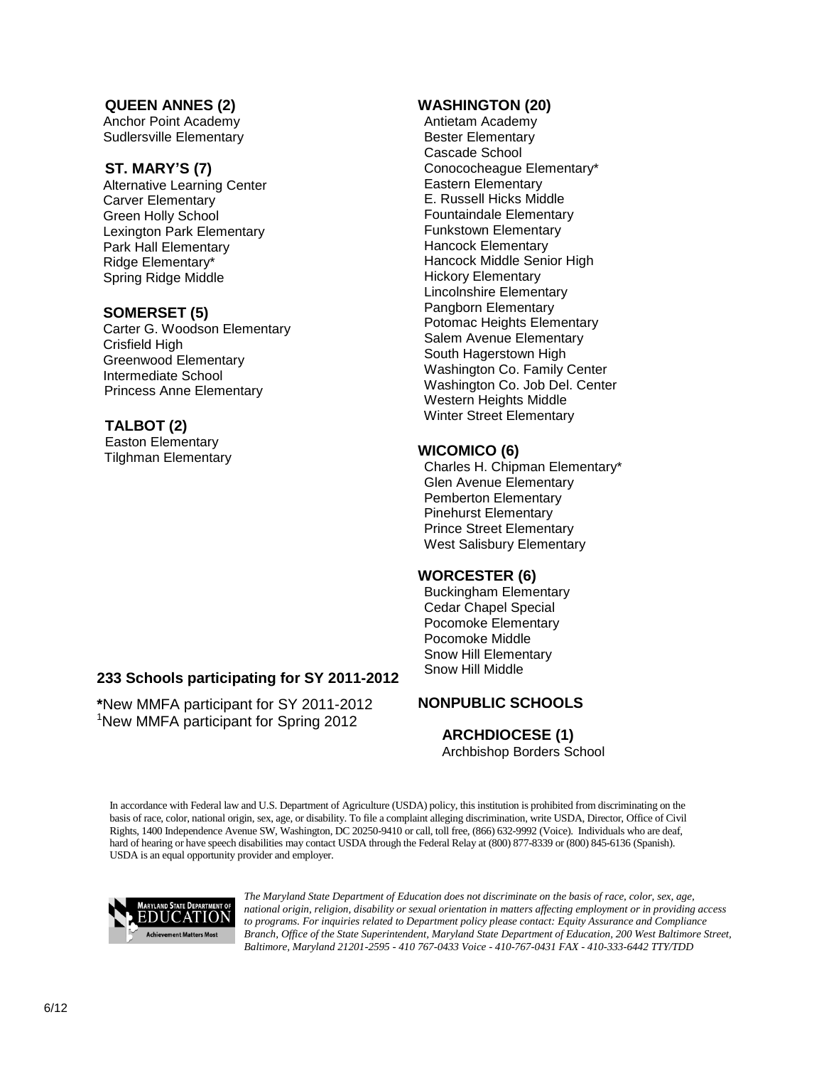**QUEEN ANNES (2)**
Anchor Point Academy
Sudlersville Elementary

**ST. MARY'S (7)**
Alternative Learning Center
Carver Elementary
Green Holly School
Lexington Park Elementary
Park Hall Elementary
Ridge Elementary*
Spring Ridge Middle

**SOMERSET (5)**
Carter G. Woodson Elementary
Crisfield High
Greenwood Elementary
Intermediate School
Princess Anne Elementary

**TALBOT (2)**
Easton Elementary
Tilghman Elementary

**WASHINGTON (20)**
Antietam Academy
Bester Elementary
Cascade School
Conococheague Elementary*
Eastern Elementary
E. Russell Hicks Middle
Fountaindale Elementary
Funkstown Elementary
Hancock Elementary
Hancock Middle Senior High
Hickory Elementary
Lincolnshire Elementary
Pangborn Elementary
Potomac Heights Elementary
Salem Avenue Elementary
South Hagerstown High
Washington Co. Family Center
Washington Co. Job Del. Center
Western Heights Middle
Winter Street Elementary

**WICOMICO (6)**
Charles H. Chipman Elementary*
Glen Avenue Elementary
Pemberton Elementary
Pinehurst Elementary
Prince Street Elementary
West Salisbury Elementary

**WORCESTER (6)**
Buckingham Elementary
Cedar Chapel Special
Pocomoke Elementary
Pocomoke Middle
Snow Hill Elementary
Snow Hill Middle

**NONPUBLIC SCHOOLS**

**ARCHDIOCESE (1)**
Archbishop Borders School

**233 Schools participating for SY 2011-2012**

**\***New MMFA participant for SY 2011-2012
[1]New MMFA participant for Spring 2012

In accordance with Federal law and U.S. Department of Agriculture (USDA) policy, this institution is prohibited from discriminating on the basis of race, color, national origin, sex, age, or disability. To file a complaint alleging discrimination, write USDA, Director, Office of Civil Rights, 1400 Independence Avenue SW, Washington, DC 20250-9410 or call, toll free, (866) 632-9992 (Voice). Individuals who are deaf, hard of hearing or have speech disabilities may contact USDA through the Federal Relay at (800) 877-8339 or (800) 845-6136 (Spanish). USDA is an equal opportunity provider and employer.

MARYLAND STATE DEPARTMENT OF EDUCATION
Achievement Matters Most

*The Maryland State Department of Education does not discriminate on the basis of race, color, sex, age, national origin, religion, disability or sexual orientation in matters affecting employment or in providing access to programs. For inquiries related to Department policy please contact: Equity Assurance and Compliance Branch, Office of the State Superintendent, Maryland State Department of Education, 200 West Baltimore Street, Baltimore, Maryland 21201-2595 - 410 767-0433 Voice - 410-767-0431 FAX - 410-333-6442 TTY/TDD*

6/12